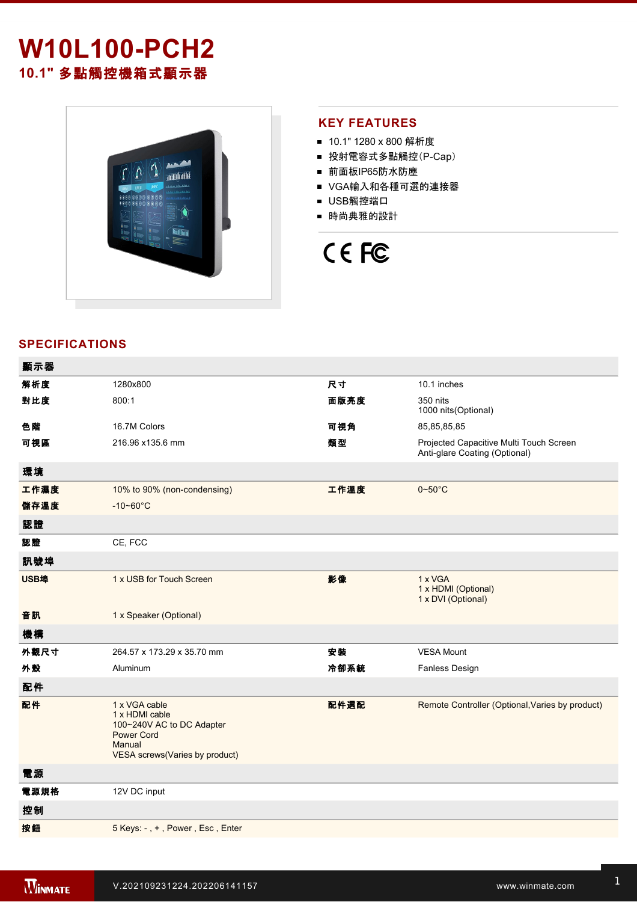# W10L100-PCH2

## 10.1" 多點觸控機箱式顯示器

## KEY FEATURES

- 10.1" 1280 x 800 解析度
- 投射電容式多點觸控(P-Cap)
- 前面板IP65防水防塵
- VGA輸入和各種可選的連接器
- USB觸控端口
- 時尚典雅的設計

## SPECIFICATIONS

| 顯示器 | | | |
|---|---|---|---|
| 解析度 | 1280x800 | 尺寸 | 10.1 inches |
| 對比度 | 800:1 | 面版亮度 | 350 nits<br>1000 nits(Optional) |
| 色階 | 16.7M Colors | 可視角 | 85,85,85,85 |
| 可視區 | 216.96 x135.6 mm | 類型 | Projected Capacitive Multi Touch Screen<br>Anti-glare Coating (Optional) |
| **環境** | | | |
| 工作濕度 | 10% to 90% (non-condensing) | 工作溫度 | 0~50°C |
| 儲存溫度 | -10~60°C | | |
| **認證** | | | |
| 認證 | CE, FCC | | |
| **訊號埠** | | | |
| USB埠 | 1 x USB for Touch Screen | 影像 | 1 x VGA<br>1 x HDMI (Optional)<br>1 x DVI (Optional) |
| 音訊 | 1 x Speaker (Optional) | | |
| **機構** | | | |
| 外觀尺寸 | 264.57 x 173.29 x 35.70 mm | 安裝 | VESA Mount |
| 外殼 | Aluminum | 冷卻系統 | Fanless Design |
| **配件** | | | |
| 配件 | 1 x VGA cable<br>1 x HDMI cable<br>100~240V AC to DC Adapter<br>Power Cord<br>Manual<br>VESA screws(Varies by product) | 配件選配 | Remote Controller (Optional,Varies by product) |
| **電源** | | | |
| 電源規格 | 12V DC input | | |
| **控制** | | | |
| 按鈕 | 5 Keys: - , + , Power , Esc , Enter | | |

V.202109231224.202206141157

www.winmate.com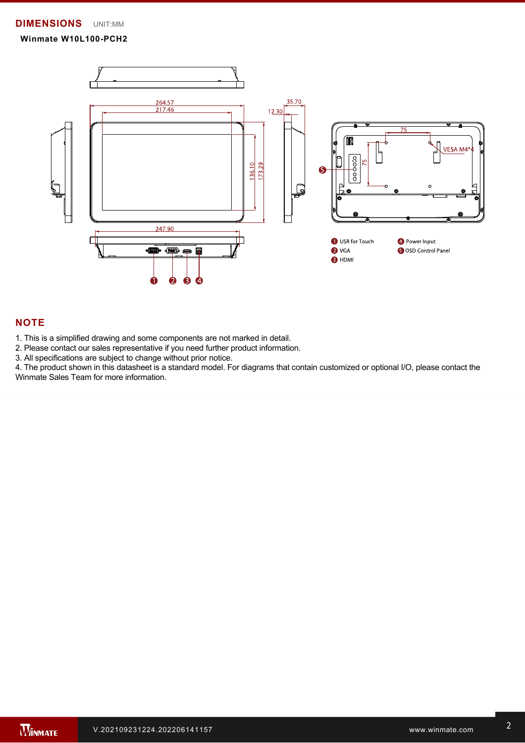## DIMENSIONS UNIT:MM

**Winmate W10L100-PCH2**

264.57
217.46
35.70
12.30
136.10
173.29
247.90
75
75
VESA M4*4

1 USB for Touch
2 VGA
3 HDMI
4 Power Input
5 OSD Control Panel

## NOTE

1. This is a simplified drawing and some components are not marked in detail.
2. Please contact our sales representative if you need further product information.
3. All specifications are subject to change without prior notice.
4. The product shown in this datasheet is a standard model. For diagrams that contain customized or optional I/O, please contact the Winmate Sales Team for more information.